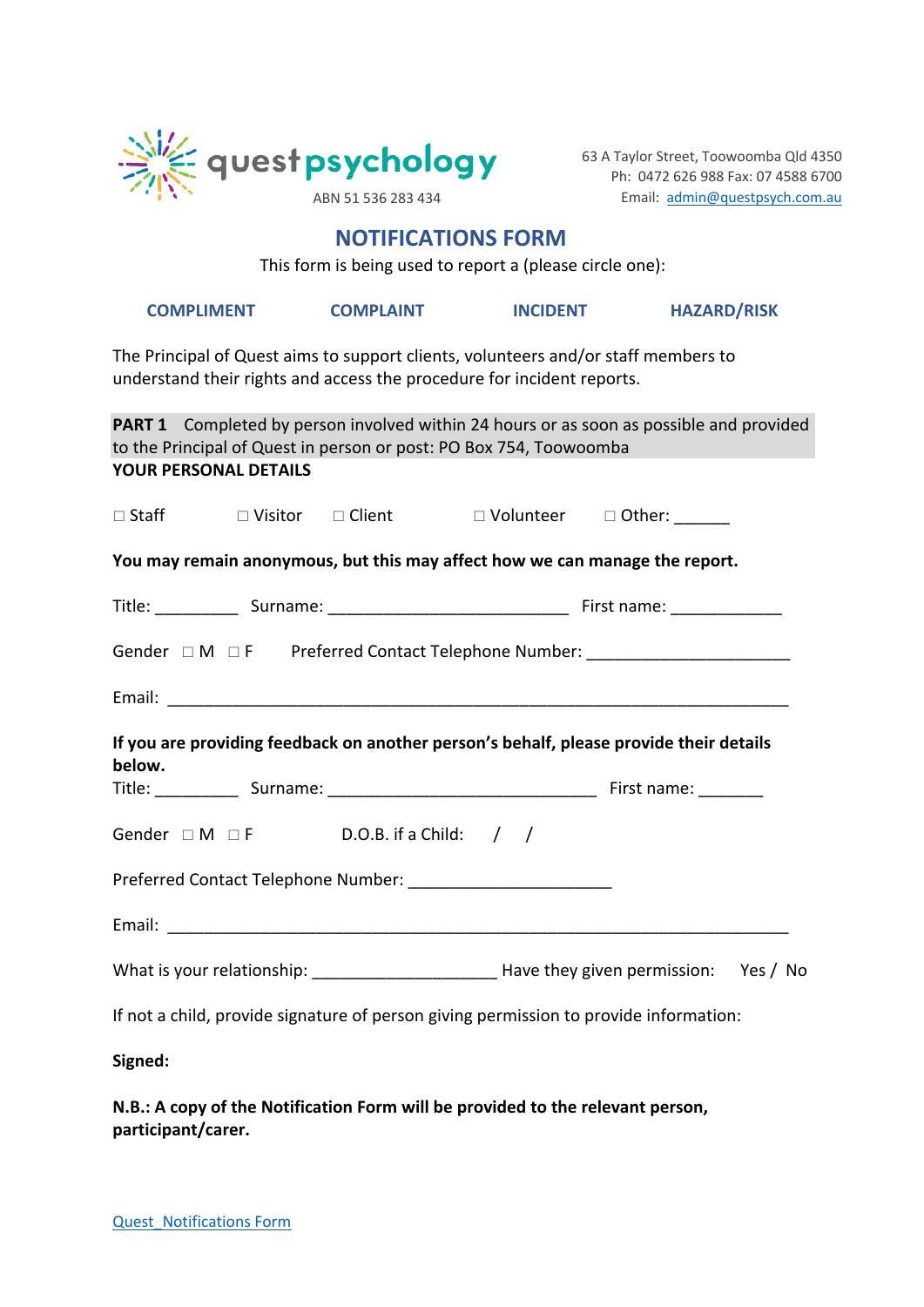questpsychology

ABN 51 536 283 434

63 A Taylor Street, Toowoomba Qld 4350
Ph: 0472 626 988 Fax: 07 4588 6700
Email: admin@questpsych.com.au

# NOTIFICATIONS FORM

This form is being used to report a (please circle one):

**COMPLIMENT** **COMPLAINT** **INCIDENT** **HAZARD/RISK**

The Principal of Quest aims to support clients, volunteers and/or staff members to understand their rights and access the procedure for incident reports.

**PART 1** Completed by person involved within 24 hours or as soon as possible and provided to the Principal of Quest in person or post: PO Box 754, Toowoomba

**YOUR PERSONAL DETAILS**

☐ Staff ☐ Visitor ☐ Client ☐ Volunteer ☐ Other: ______

**You may remain anonymous, but this may affect how we can manage the report.**

Title: _________ Surname: __________________________ First name: ____________

Gender ☐ M ☐ F Preferred Contact Telephone Number: ______________________

Email: ____________________________________________________________________

**If you are providing feedback on another person's behalf, please provide their details below.**

Title: _________ Surname: _____________________________ First name: _______

Gender ☐ M ☐ F D.O.B. if a Child: / /

Preferred Contact Telephone Number: ______________________

Email: ____________________________________________________________________

What is your relationship: ____________________ Have they given permission: Yes / No

If not a child, provide signature of person giving permission to provide information:

**Signed:**

**N.B.: A copy of the Notification Form will be provided to the relevant person, participant/carer.**

Quest_Notifications Form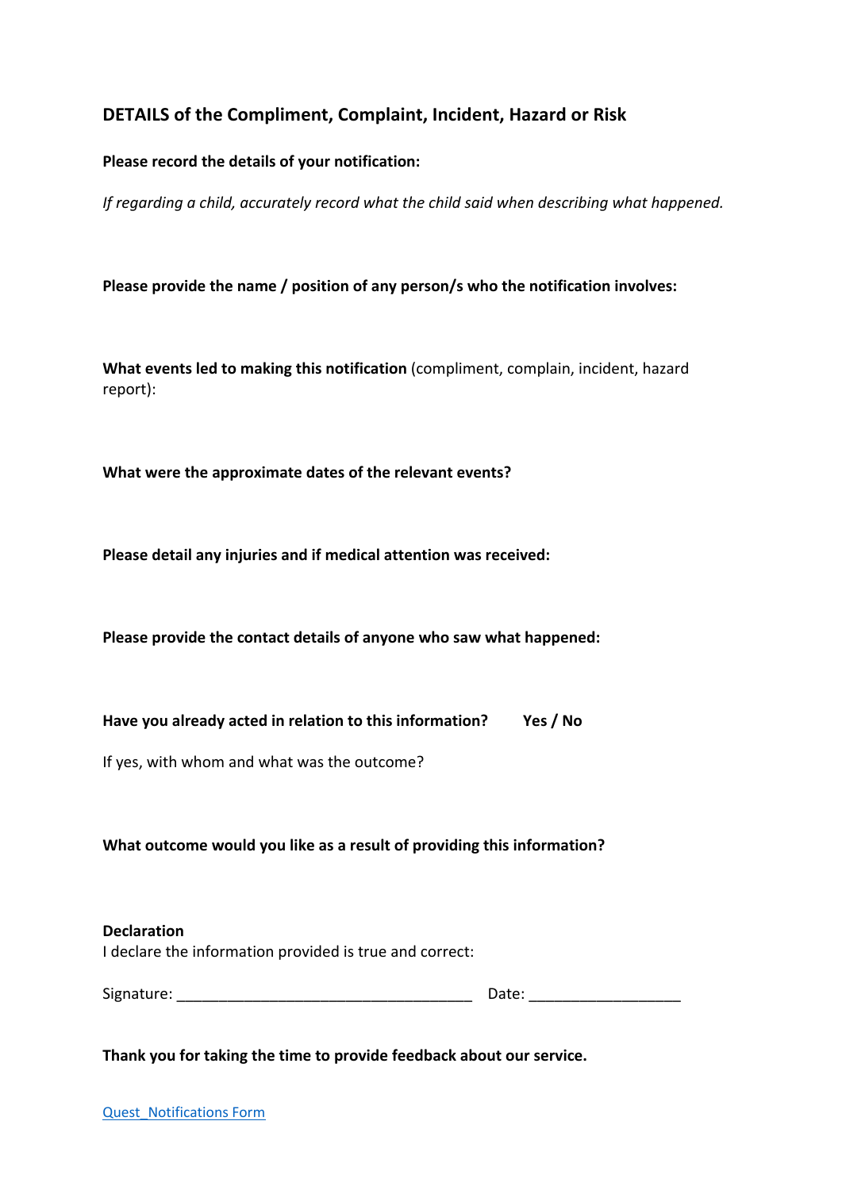## DETAILS of the Compliment, Complaint, Incident, Hazard or Risk

**Please record the details of your notification:**

*If regarding a child, accurately record what the child said when describing what happened.*

**Please provide the name / position of any person/s who the notification involves:**

**What events led to making this notification** (compliment, complain, incident, hazard report):

**What were the approximate dates of the relevant events?**

**Please detail any injuries and if medical attention was received:**

**Please provide the contact details of anyone who saw what happened:**

**Have you already acted in relation to this information? Yes / No**

If yes, with whom and what was the outcome?

**What outcome would you like as a result of providing this information?**

**Declaration**

I declare the information provided is true and correct:

Signature: ___________________________________ Date: __________________

**Thank you for taking the time to provide feedback about our service.**

Quest_Notifications Form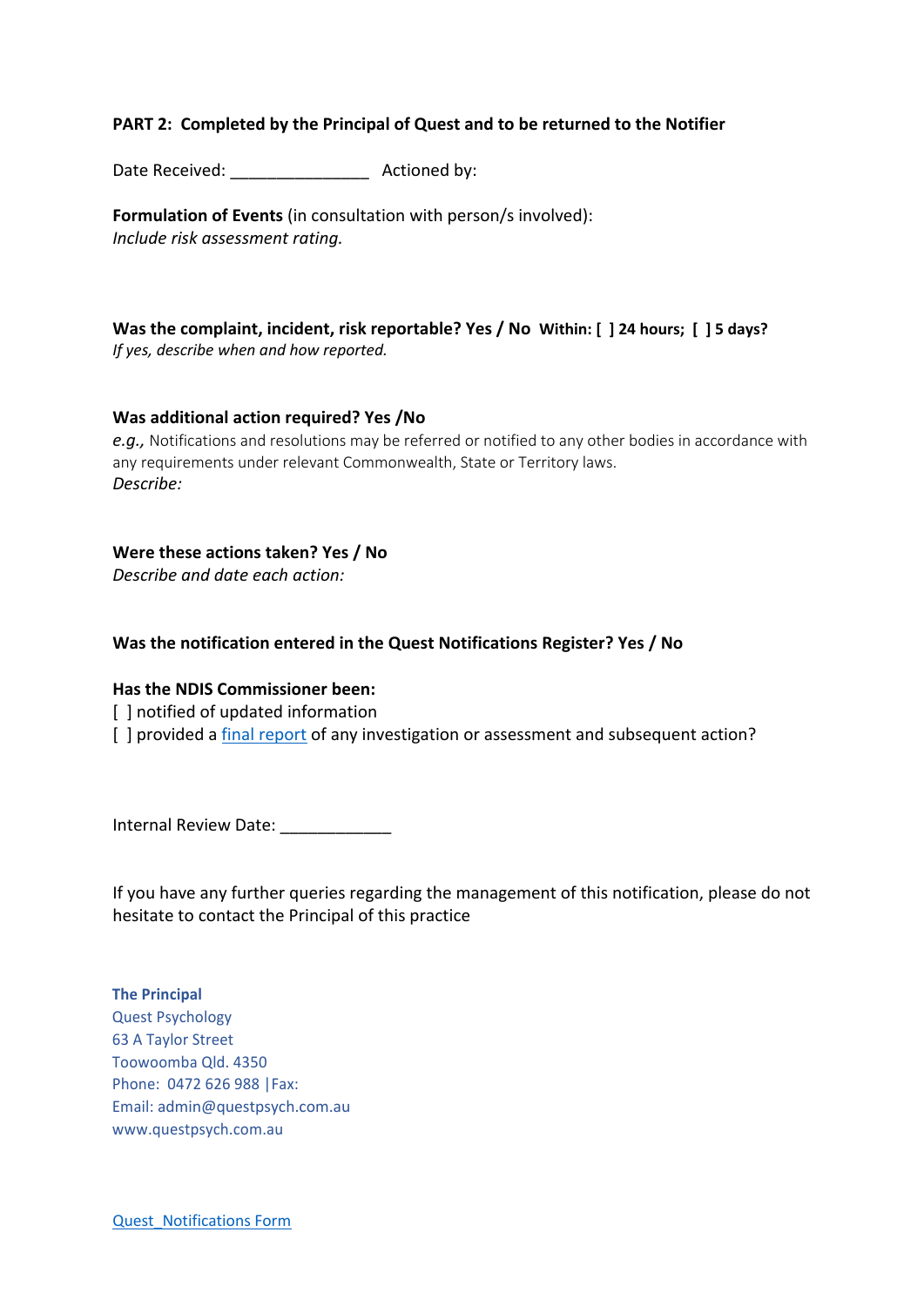**PART 2: Completed by the Principal of Quest and to be returned to the Notifier**

Date Received: _______________ Actioned by:

**Formulation of Events** (in consultation with person/s involved):
*Include risk assessment rating.*

**Was the complaint, incident, risk reportable? Yes / No Within: [ ] 24 hours; [ ] 5 days?**
*If yes, describe when and how reported.*

**Was additional action required? Yes /No**
***e.g.,*** Notifications and resolutions may be referred or notified to any other bodies in accordance with any requirements under relevant Commonwealth, State or Territory laws.
*Describe:*

**Were these actions taken? Yes / No**
*Describe and date each action:*

**Was the notification entered in the Quest Notifications Register? Yes / No**

**Has the NDIS Commissioner been:**
[ ] notified of updated information
[ ] provided a final report of any investigation or assessment and subsequent action?

Internal Review Date: ____________

If you have any further queries regarding the management of this notification, please do not hesitate to contact the Principal of this practice

**The Principal**
Quest Psychology
63 A Taylor Street
Toowoomba Qld. 4350
Phone: 0472 626 988 |Fax:
Email: admin@questpsych.com.au
www.questpsych.com.au

Quest_Notifications Form